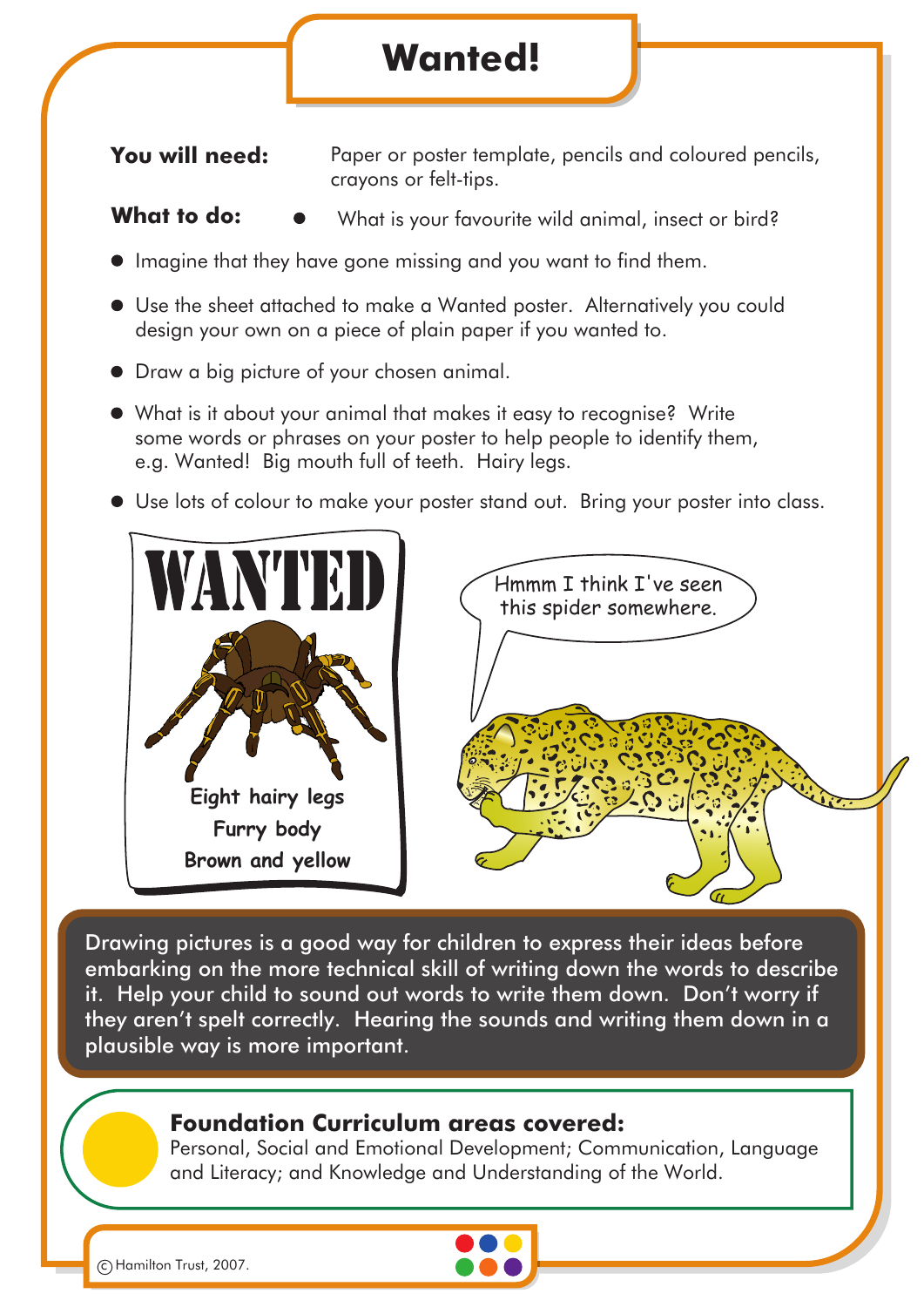# Wanted!

**You will need:** Paper or poster template, pencils and coloured pencils, crayons or felt-tips.

**What to do:**

- What is your favourite wild animal, insect or bird?
- Imagine that they have gone missing and you want to find them.
- Use the sheet attached to make a Wanted poster. Alternatively you could design your own on a piece of plain paper if you wanted to.
- Draw a big picture of your chosen animal.
- What is it about your animal that makes it easy to recognise? Write some words or phrases on your poster to help people to identify them, e.g. Wanted! Big mouth full of teeth. Hairy legs.
- Use lots of colour to make your poster stand out. Bring your poster into class.

WANTED

Eight hairy legs
Furry body
Brown and yellow

Hmmm I think I've seen this spider somewhere.

Drawing pictures is a good way for children to express their ideas before embarking on the more technical skill of writing down the words to describe it. Help your child to sound out words to write them down. Don't worry if they aren't spelt correctly. Hearing the sounds and writing them down in a plausible way is more important.

**Foundation Curriculum areas covered:**
Personal, Social and Emotional Development; Communication, Language and Literacy; and Knowledge and Understanding of the World.

© Hamilton Trust, 2007.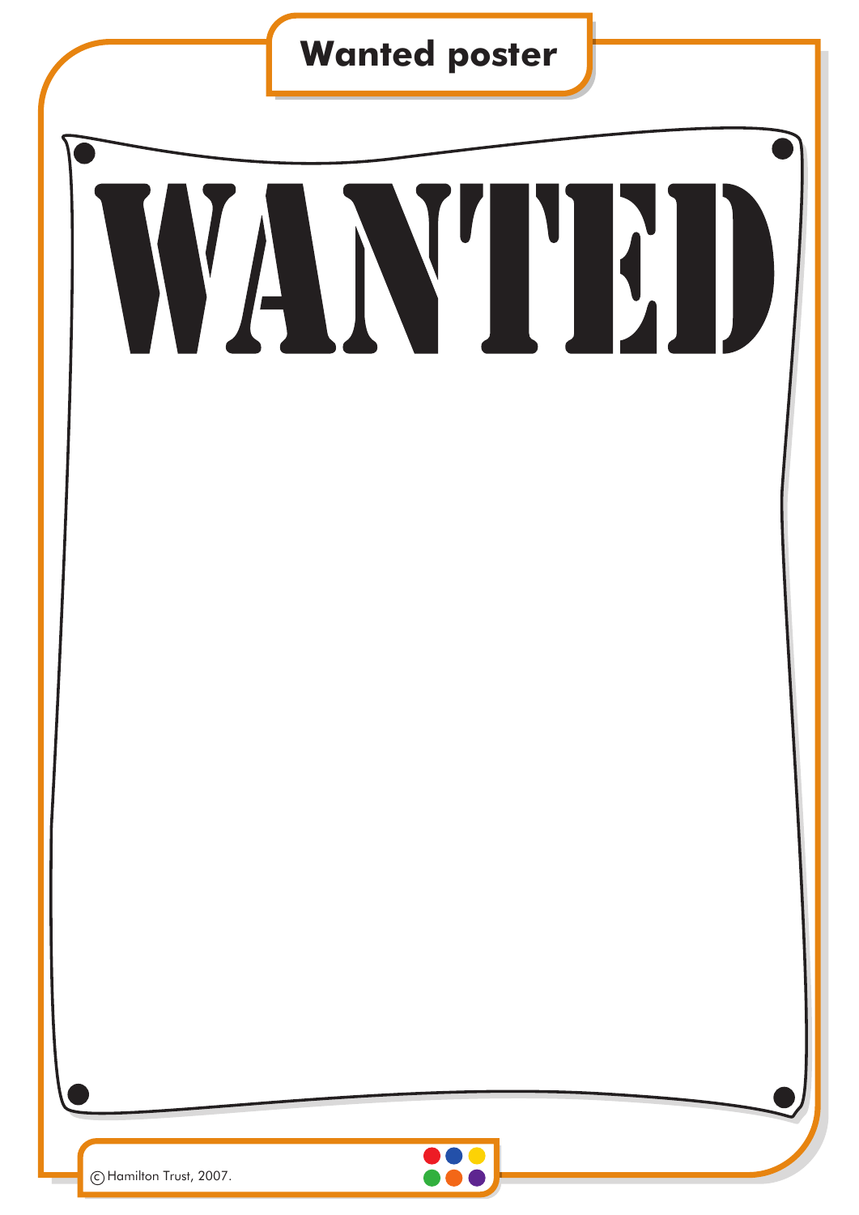# Wanted poster

# WANTED

© Hamilton Trust, 2007.